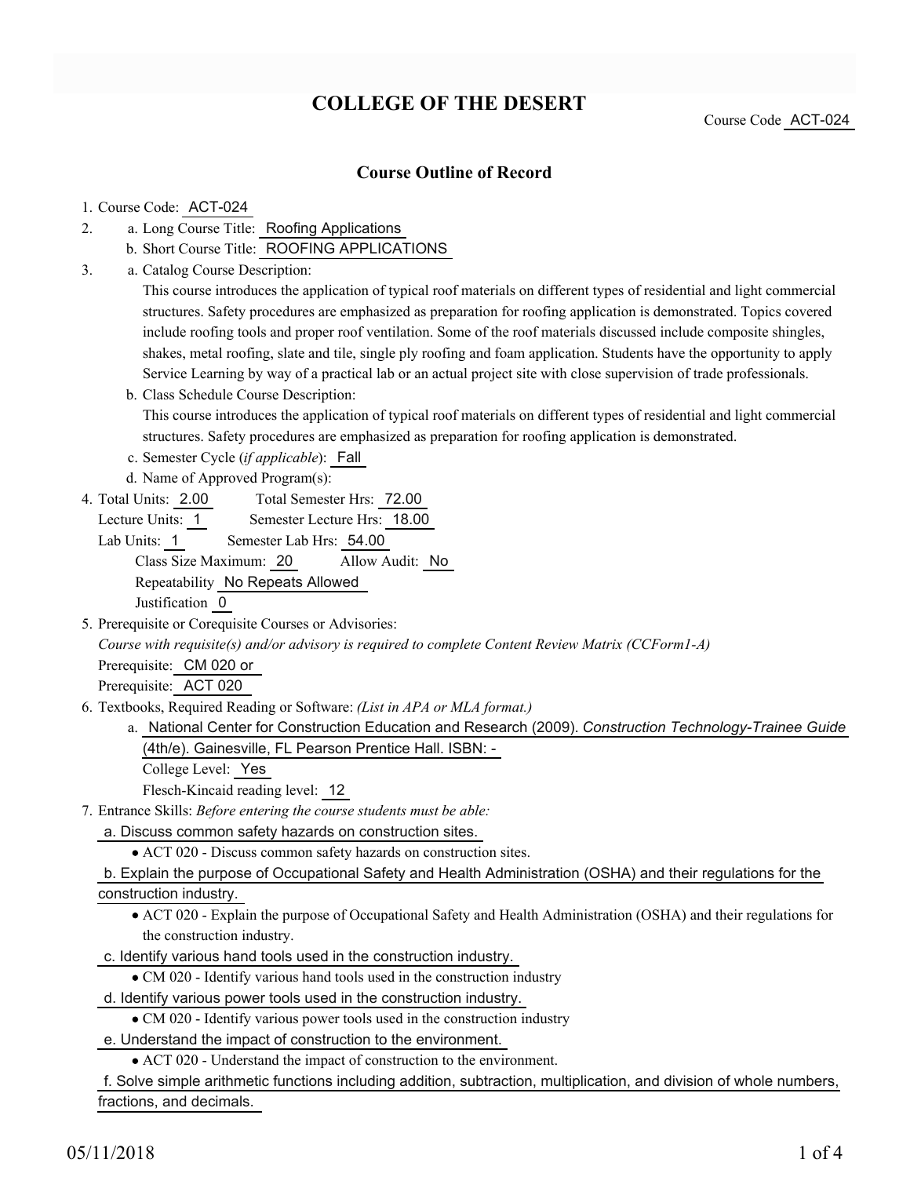# COLLEGE OF THE DESERT

Course Code ACT-024

## Course Outline of Record

1. Course Code: ACT-024
2. a. Long Course Title: Roofing Applications
   b. Short Course Title: ROOFING APPLICATIONS
3. a. Catalog Course Description:
   This course introduces the application of typical roof materials on different types of residential and light commercial structures. Safety procedures are emphasized as preparation for roofing application is demonstrated. Topics covered include roofing tools and proper roof ventilation. Some of the roof materials discussed include composite shingles, shakes, metal roofing, slate and tile, single ply roofing and foam application. Students have the opportunity to apply Service Learning by way of a practical lab or an actual project site with close supervision of trade professionals.
   b. Class Schedule Course Description:
   This course introduces the application of typical roof materials on different types of residential and light commercial structures. Safety procedures are emphasized as preparation for roofing application is demonstrated.
   c. Semester Cycle (*if applicable*): Fall
   d. Name of Approved Program(s):
4. Total Units: 2.00 Total Semester Hrs: 72.00
   Lecture Units: 1 Semester Lecture Hrs: 18.00
   Lab Units: 1 Semester Lab Hrs: 54.00
   Class Size Maximum: 20 Allow Audit: No
   Repeatability No Repeats Allowed
   Justification 0
5. Prerequisite or Corequisite Courses or Advisories:
   *Course with requisite(s) and/or advisory is required to complete Content Review Matrix (CCForm1-A)*
   Prerequisite: CM 020 or
   Prerequisite: ACT 020
6. Textbooks, Required Reading or Software: *(List in APA or MLA format.)*
   a. National Center for Construction Education and Research (2009). *Construction Technology-Trainee Guide* (4th/e). Gainesville, FL Pearson Prentice Hall. ISBN: -
   College Level: Yes
   Flesch-Kincaid reading level: 12
7. Entrance Skills: *Before entering the course students must be able:*
   a. Discuss common safety hazards on construction sites.
      - ACT 020 - Discuss common safety hazards on construction sites.
   
   b. Explain the purpose of Occupational Safety and Health Administration (OSHA) and their regulations for the construction industry.
      - ACT 020 - Explain the purpose of Occupational Safety and Health Administration (OSHA) and their regulations for the construction industry.
   
   c. Identify various hand tools used in the construction industry.
      - CM 020 - Identify various hand tools used in the construction industry
   
   d. Identify various power tools used in the construction industry.
      - CM 020 - Identify various power tools used in the construction industry
   
   e. Understand the impact of construction to the environment.
      - ACT 020 - Understand the impact of construction to the environment.
   
   f. Solve simple arithmetic functions including addition, subtraction, multiplication, and division of whole numbers, fractions, and decimals.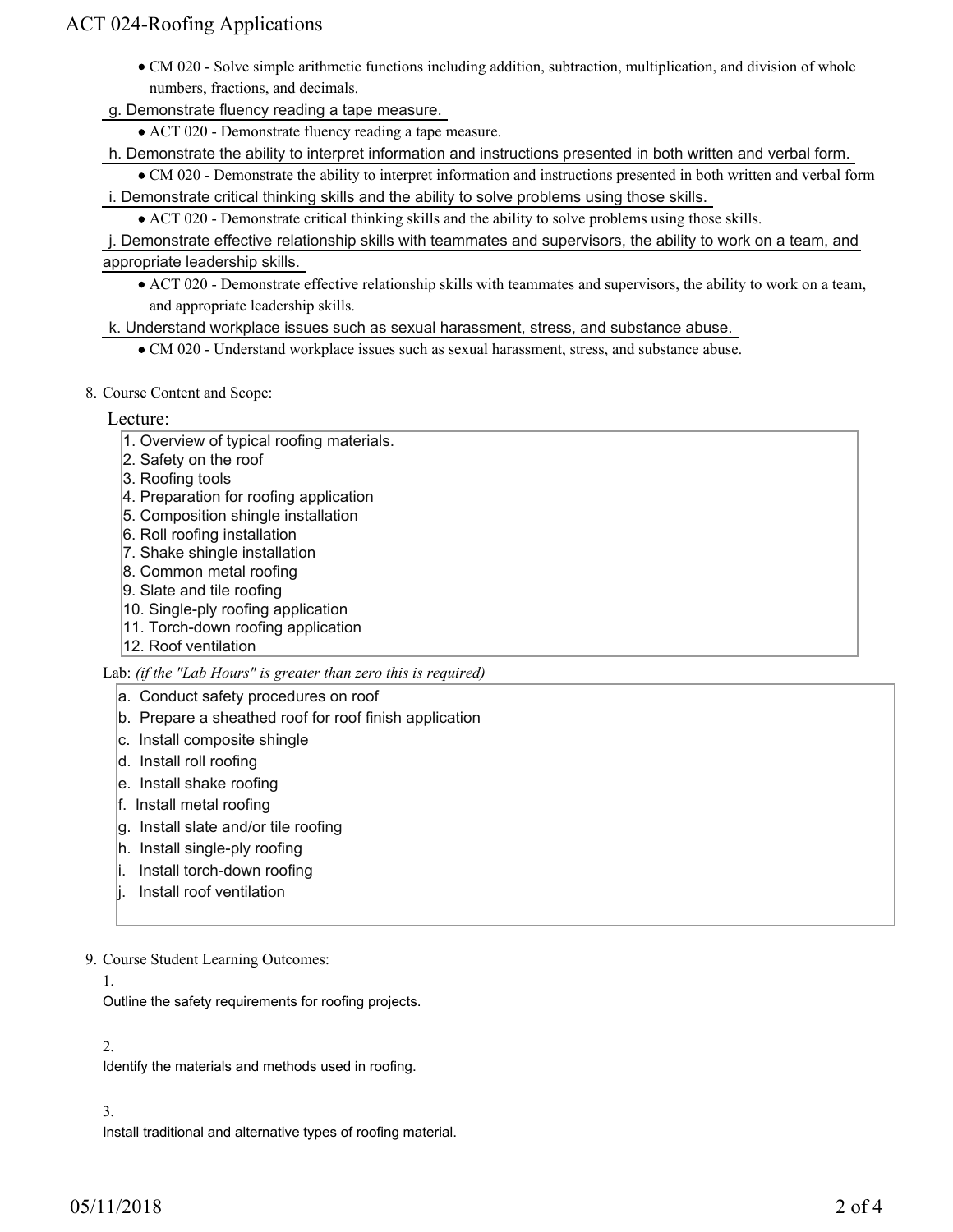- CM 020 - Solve simple arithmetic functions including addition, subtraction, multiplication, and division of whole numbers, fractions, and decimals.

g. Demonstrate fluency reading a tape measure.

- ACT 020 - Demonstrate fluency reading a tape measure.

h. Demonstrate the ability to interpret information and instructions presented in both written and verbal form.

- CM 020 - Demonstrate the ability to interpret information and instructions presented in both written and verbal form

i. Demonstrate critical thinking skills and the ability to solve problems using those skills.

- ACT 020 - Demonstrate critical thinking skills and the ability to solve problems using those skills.

j. Demonstrate effective relationship skills with teammates and supervisors, the ability to work on a team, and appropriate leadership skills.

- ACT 020 - Demonstrate effective relationship skills with teammates and supervisors, the ability to work on a team, and appropriate leadership skills.

k. Understand workplace issues such as sexual harassment, stress, and substance abuse.

- CM 020 - Understand workplace issues such as sexual harassment, stress, and substance abuse.

8. Course Content and Scope:

Lecture:

1. Overview of typical roofing materials.
2. Safety on the roof
3. Roofing tools
4. Preparation for roofing application
5. Composition shingle installation
6. Roll roofing installation
7. Shake shingle installation
8. Common metal roofing
9. Slate and tile roofing
10. Single-ply roofing application
11. Torch-down roofing application
12. Roof ventilation

Lab: *(if the "Lab Hours" is greater than zero this is required)*

a. Conduct safety procedures on roof
b. Prepare a sheathed roof for roof finish application
c. Install composite shingle
d. Install roll roofing
e. Install shake roofing
f. Install metal roofing
g. Install slate and/or tile roofing
h. Install single-ply roofing
i. Install torch-down roofing
j. Install roof ventilation

9. Course Student Learning Outcomes:

1.

Outline the safety requirements for roofing projects.

2.

Identify the materials and methods used in roofing.

3.

Install traditional and alternative types of roofing material.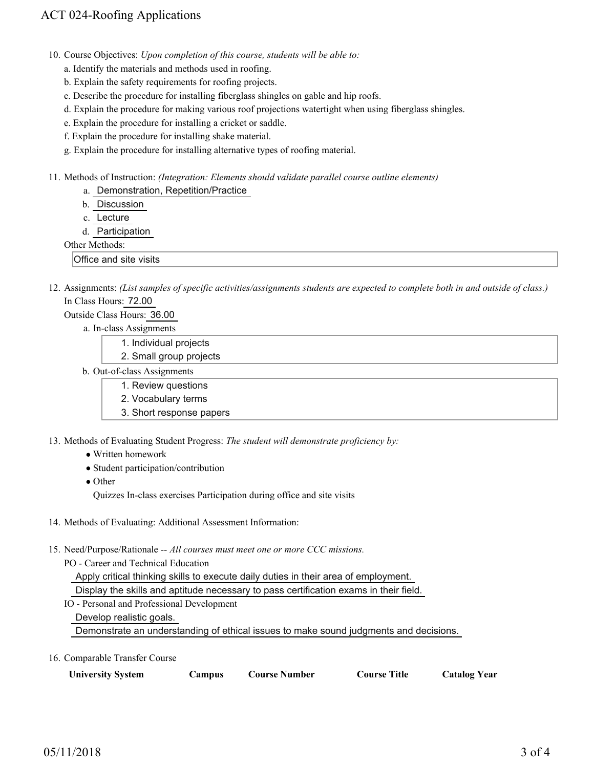10. Course Objectives: *Upon completion of this course, students will be able to:*
    a. Identify the materials and methods used in roofing.
    b. Explain the safety requirements for roofing projects.
    c. Describe the procedure for installing fiberglass shingles on gable and hip roofs.
    d. Explain the procedure for making various roof projections watertight when using fiberglass shingles.
    e. Explain the procedure for installing a cricket or saddle.
    f. Explain the procedure for installing shake material.
    g. Explain the procedure for installing alternative types of roofing material.

11. Methods of Instruction: *(Integration: Elements should validate parallel course outline elements)*
    a. Demonstration, Repetition/Practice
    b. Discussion
    c. Lecture
    d. Participation

    Other Methods:

    Office and site visits

12. Assignments: *(List samples of specific activities/assignments students are expected to complete both in and outside of class.)*

    In Class Hours: 72.00

    Outside Class Hours: 36.00

    a. In-class Assignments
        1. Individual projects
        2. Small group projects
    b. Out-of-class Assignments
        1. Review questions
        2. Vocabulary terms
        3. Short response papers

13. Methods of Evaluating Student Progress: *The student will demonstrate proficiency by:*
    - Written homework
    - Student participation/contribution
    - Other

      Quizzes In-class exercises Participation during office and site visits

14. Methods of Evaluating: Additional Assessment Information:

15. Need/Purpose/Rationale -- *All courses must meet one or more CCC missions.*

    PO - Career and Technical Education

    Apply critical thinking skills to execute daily duties in their area of employment.

    Display the skills and aptitude necessary to pass certification exams in their field.

    IO - Personal and Professional Development

    Develop realistic goals.

    Demonstrate an understanding of ethical issues to make sound judgments and decisions.

16. Comparable Transfer Course

| University System | Campus | Course Number | Course Title | Catalog Year |
| --- | --- | --- | --- | --- |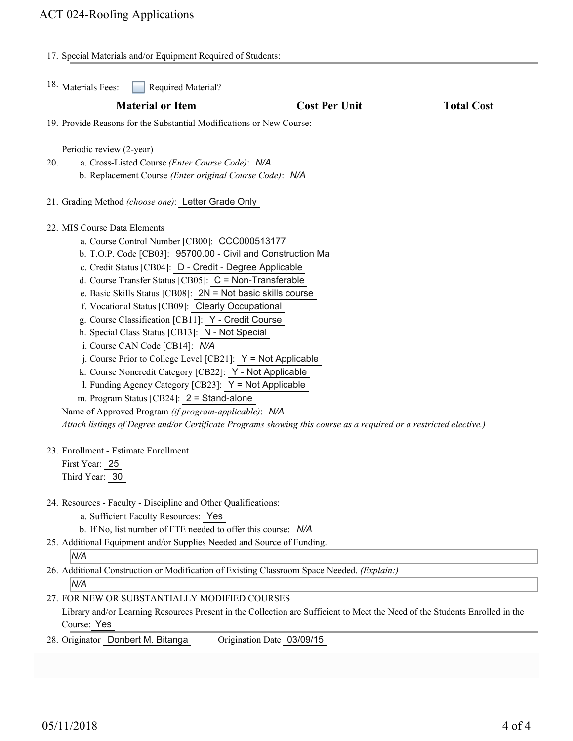17. Special Materials and/or Equipment Required of Students:

18. Materials Fees: ☐ Required Material?

| Material or Item | Cost Per Unit | Total Cost |
| --- | --- | --- |

19. Provide Reasons for the Substantial Modifications or New Course:

    Periodic review (2-year)

20. a. Cross-Listed Course *(Enter Course Code)*: *N/A*
    b. Replacement Course *(Enter original Course Code)*: *N/A*

21. Grading Method *(choose one)*: Letter Grade Only

22. MIS Course Data Elements
    a. Course Control Number [CB00]: CCC000513177
    b. T.O.P. Code [CB03]: 95700.00 - Civil and Construction Ma
    c. Credit Status [CB04]: D - Credit - Degree Applicable
    d. Course Transfer Status [CB05]: C = Non-Transferable
    e. Basic Skills Status [CB08]: 2N = Not basic skills course
    f. Vocational Status [CB09]: Clearly Occupational
    g. Course Classification [CB11]: Y - Credit Course
    h. Special Class Status [CB13]: N - Not Special
    i. Course CAN Code [CB14]: *N/A*
    j. Course Prior to College Level [CB21]: Y = Not Applicable
    k. Course Noncredit Category [CB22]: Y - Not Applicable
    l. Funding Agency Category [CB23]: Y = Not Applicable
    m. Program Status [CB24]: 2 = Stand-alone

    Name of Approved Program *(if program-applicable)*: *N/A*

    *Attach listings of Degree and/or Certificate Programs showing this course as a required or a restricted elective.)*

23. Enrollment - Estimate Enrollment
    First Year: 25
    Third Year: 30

24. Resources - Faculty - Discipline and Other Qualifications:
    a. Sufficient Faculty Resources: Yes
    b. If No, list number of FTE needed to offer this course: *N/A*

25. Additional Equipment and/or Supplies Needed and Source of Funding.

    *N/A*

26. Additional Construction or Modification of Existing Classroom Space Needed. *(Explain:)*

    *N/A*

27. FOR NEW OR SUBSTANTIALLY MODIFIED COURSES
    Library and/or Learning Resources Present in the Collection are Sufficient to Meet the Need of the Students Enrolled in the Course: Yes

28. Originator Donbert M. Bitanga Origination Date 03/09/15